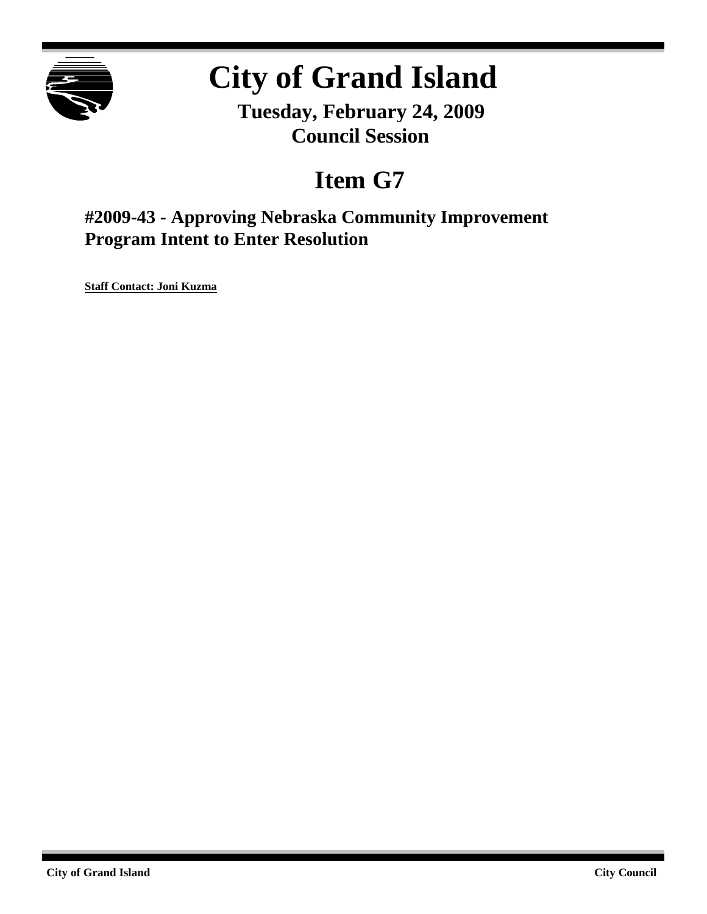# City of Grand Island

**Tuesday, February 24, 2009**
**Council Session**

## Item G7

### #2009-43 - Approving Nebraska Community Improvement Program Intent to Enter Resolution

**Staff Contact: Joni Kuzma**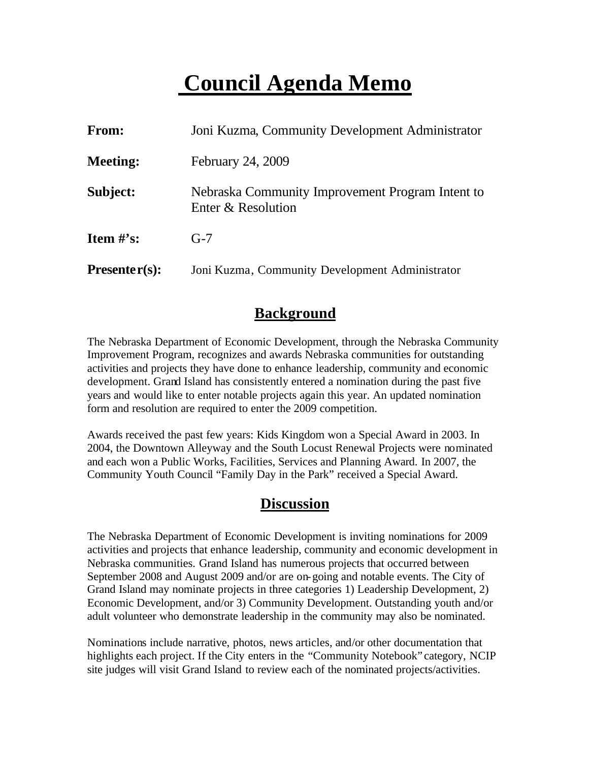# Council Agenda Memo

| | |
|---|---|
| **From:** | Joni Kuzma, Community Development Administrator |
| **Meeting:** | February 24, 2009 |
| **Subject:** | Nebraska Community Improvement Program Intent to Enter & Resolution |
| **Item #'s:** | G-7 |
| **Presenter(s):** | Joni Kuzma, Community Development Administrator |

## Background

The Nebraska Department of Economic Development, through the Nebraska Community Improvement Program, recognizes and awards Nebraska communities for outstanding activities and projects they have done to enhance leadership, community and economic development. Grand Island has consistently entered a nomination during the past five years and would like to enter notable projects again this year. An updated nomination form and resolution are required to enter the 2009 competition.

Awards received the past few years: Kids Kingdom won a Special Award in 2003. In 2004, the Downtown Alleyway and the South Locust Renewal Projects were nominated and each won a Public Works, Facilities, Services and Planning Award. In 2007, the Community Youth Council "Family Day in the Park" received a Special Award.

## Discussion

The Nebraska Department of Economic Development is inviting nominations for 2009 activities and projects that enhance leadership, community and economic development in Nebraska communities. Grand Island has numerous projects that occurred between September 2008 and August 2009 and/or are on-going and notable events. The City of Grand Island may nominate projects in three categories 1) Leadership Development, 2) Economic Development, and/or 3) Community Development. Outstanding youth and/or adult volunteer who demonstrate leadership in the community may also be nominated.

Nominations include narrative, photos, news articles, and/or other documentation that highlights each project. If the City enters in the "Community Notebook" category, NCIP site judges will visit Grand Island to review each of the nominated projects/activities.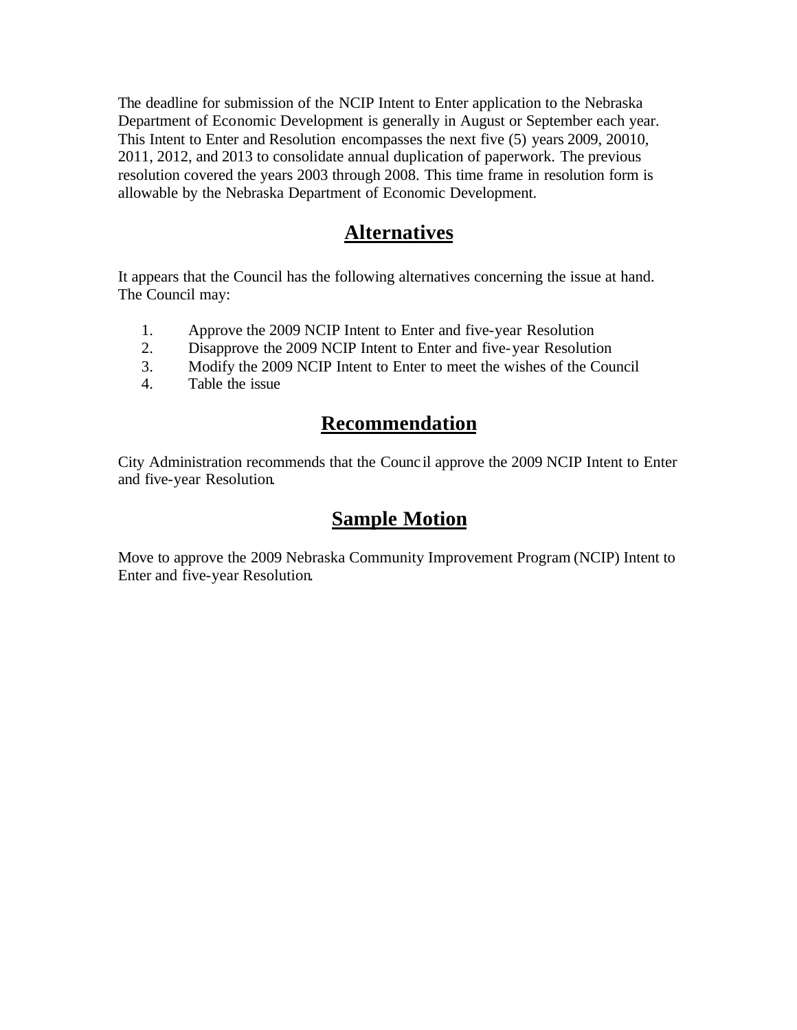The deadline for submission of the NCIP Intent to Enter application to the Nebraska Department of Economic Development is generally in August or September each year. This Intent to Enter and Resolution encompasses the next five (5) years 2009, 20010, 2011, 2012, and 2013 to consolidate annual duplication of paperwork. The previous resolution covered the years 2003 through 2008. This time frame in resolution form is allowable by the Nebraska Department of Economic Development.

## Alternatives

It appears that the Council has the following alternatives concerning the issue at hand. The Council may:

1. Approve the 2009 NCIP Intent to Enter and five-year Resolution
2. Disapprove the 2009 NCIP Intent to Enter and five-year Resolution
3. Modify the 2009 NCIP Intent to Enter to meet the wishes of the Council
4. Table the issue

## Recommendation

City Administration recommends that the Council approve the 2009 NCIP Intent to Enter and five-year Resolution.

## Sample Motion

Move to approve the 2009 Nebraska Community Improvement Program (NCIP) Intent to Enter and five-year Resolution.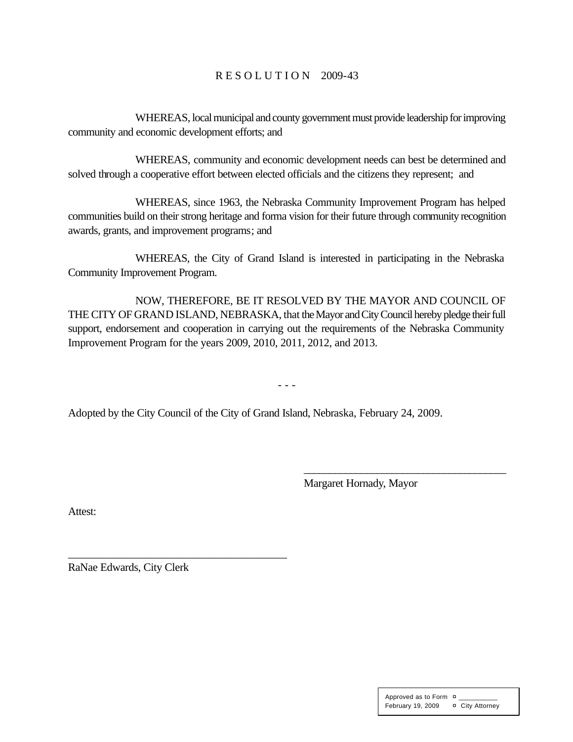# R E S O L U T I O N 2009-43

WHEREAS, local municipal and county government must provide leadership for improving community and economic development efforts; and

WHEREAS, community and economic development needs can best be determined and solved through a cooperative effort between elected officials and the citizens they represent; and

WHEREAS, since 1963, the Nebraska Community Improvement Program has helped communities build on their strong heritage and forma vision for their future through community recognition awards, grants, and improvement programs; and

WHEREAS, the City of Grand Island is interested in participating in the Nebraska Community Improvement Program.

NOW, THEREFORE, BE IT RESOLVED BY THE MAYOR AND COUNCIL OF THE CITY OF GRAND ISLAND, NEBRASKA, that the Mayor and City Council hereby pledge their full support, endorsement and cooperation in carrying out the requirements of the Nebraska Community Improvement Program for the years 2009, 2010, 2011, 2012, and 2013.

- - -

Adopted by the City Council of the City of Grand Island, Nebraska, February 24, 2009.

_____________________________________
Margaret Hornady, Mayor

Attest:

_______________________________________
RaNae Edwards, City Clerk

Approved as to Form ¤ __________
February 19, 2009 ¤ City Attorney